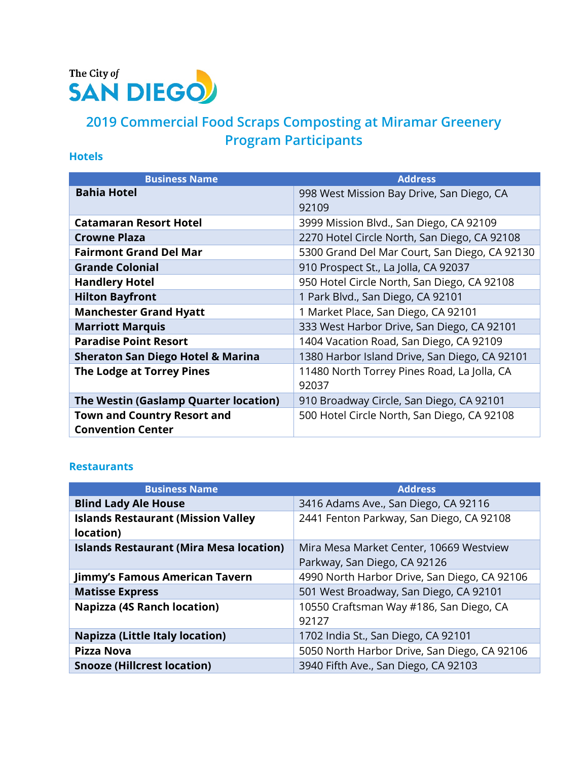The City of
SAN DIEGO

# 2019 Commercial Food Scraps Composting at Miramar Greenery Program Participants

## Hotels

| Business Name | Address |
| --- | --- |
| **Bahia Hotel** | 998 West Mission Bay Drive, San Diego, CA 92109 |
| **Catamaran Resort Hotel** | 3999 Mission Blvd., San Diego, CA 92109 |
| **Crowne Plaza** | 2270 Hotel Circle North, San Diego, CA 92108 |
| **Fairmont Grand Del Mar** | 5300 Grand Del Mar Court, San Diego, CA 92130 |
| **Grande Colonial** | 910 Prospect St., La Jolla, CA 92037 |
| **Handlery Hotel** | 950 Hotel Circle North, San Diego, CA 92108 |
| **Hilton Bayfront** | 1 Park Blvd., San Diego, CA 92101 |
| **Manchester Grand Hyatt** | 1 Market Place, San Diego, CA 92101 |
| **Marriott Marquis** | 333 West Harbor Drive, San Diego, CA 92101 |
| **Paradise Point Resort** | 1404 Vacation Road, San Diego, CA 92109 |
| **Sheraton San Diego Hotel & Marina** | 1380 Harbor Island Drive, San Diego, CA 92101 |
| **The Lodge at Torrey Pines** | 11480 North Torrey Pines Road, La Jolla, CA 92037 |
| **The Westin (Gaslamp Quarter location)** | 910 Broadway Circle, San Diego, CA 92101 |
| **Town and Country Resort and Convention Center** | 500 Hotel Circle North, San Diego, CA 92108 |

## Restaurants

| Business Name | Address |
| --- | --- |
| **Blind Lady Ale House** | 3416 Adams Ave., San Diego, CA 92116 |
| **Islands Restaurant (Mission Valley location)** | 2441 Fenton Parkway, San Diego, CA 92108 |
| **Islands Restaurant (Mira Mesa location)** | Mira Mesa Market Center, 10669 Westview Parkway, San Diego, CA 92126 |
| **Jimmy's Famous American Tavern** | 4990 North Harbor Drive, San Diego, CA 92106 |
| **Matisse Express** | 501 West Broadway, San Diego, CA 92101 |
| **Napizza (4S Ranch location)** | 10550 Craftsman Way #186, San Diego, CA 92127 |
| **Napizza (Little Italy location)** | 1702 India St., San Diego, CA 92101 |
| **Pizza Nova** | 5050 North Harbor Drive, San Diego, CA 92106 |
| **Snooze (Hillcrest location)** | 3940 Fifth Ave., San Diego, CA 92103 |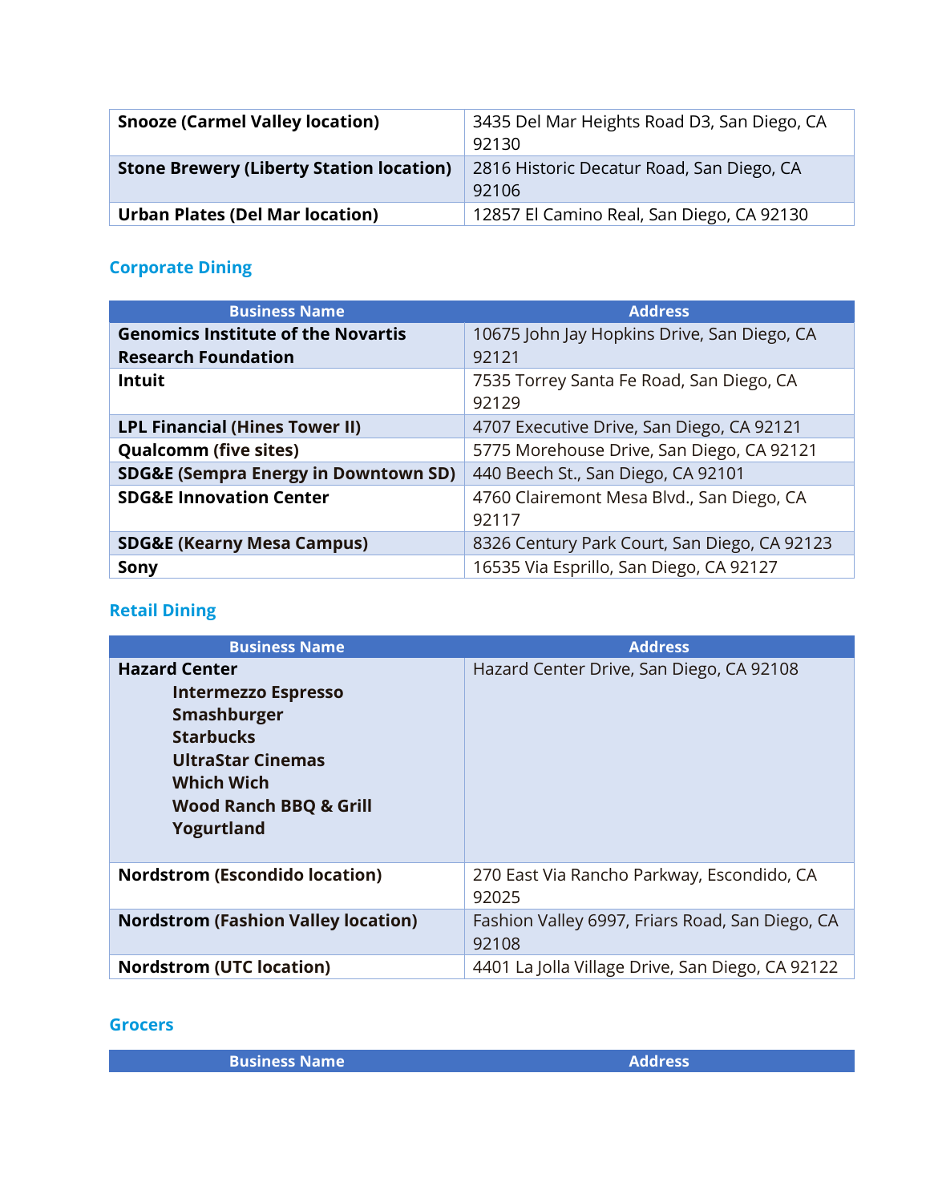| | |
|---|---|
| **Snooze (Carmel Valley location)** | 3435 Del Mar Heights Road D3, San Diego, CA 92130 |
| **Stone Brewery (Liberty Station location)** | 2816 Historic Decatur Road, San Diego, CA 92106 |
| **Urban Plates (Del Mar location)** | 12857 El Camino Real, San Diego, CA 92130 |

### Corporate Dining

| Business Name | Address |
|---|---|
| **Genomics Institute of the Novartis Research Foundation** | 10675 John Jay Hopkins Drive, San Diego, CA 92121 |
| **Intuit** | 7535 Torrey Santa Fe Road, San Diego, CA 92129 |
| **LPL Financial (Hines Tower II)** | 4707 Executive Drive, San Diego, CA 92121 |
| **Qualcomm (five sites)** | 5775 Morehouse Drive, San Diego, CA 92121 |
| **SDG&E (Sempra Energy in Downtown SD)** | 440 Beech St., San Diego, CA 92101 |
| **SDG&E Innovation Center** | 4760 Clairemont Mesa Blvd., San Diego, CA 92117 |
| **SDG&E (Kearny Mesa Campus)** | 8326 Century Park Court, San Diego, CA 92123 |
| **Sony** | 16535 Via Esprillo, San Diego, CA 92127 |

### Retail Dining

| Business Name | Address |
|---|---|
| **Hazard Center**<br>**Intermezzo Espresso**<br>**Smashburger**<br>**Starbucks**<br>**UltraStar Cinemas**<br>**Which Wich**<br>**Wood Ranch BBQ & Grill**<br>**Yogurtland** | Hazard Center Drive, San Diego, CA 92108 |
| **Nordstrom (Escondido location)** | 270 East Via Rancho Parkway, Escondido, CA 92025 |
| **Nordstrom (Fashion Valley location)** | Fashion Valley 6997, Friars Road, San Diego, CA 92108 |
| **Nordstrom (UTC location)** | 4401 La Jolla Village Drive, San Diego, CA 92122 |

### Grocers

| Business Name | Address |
|---|---|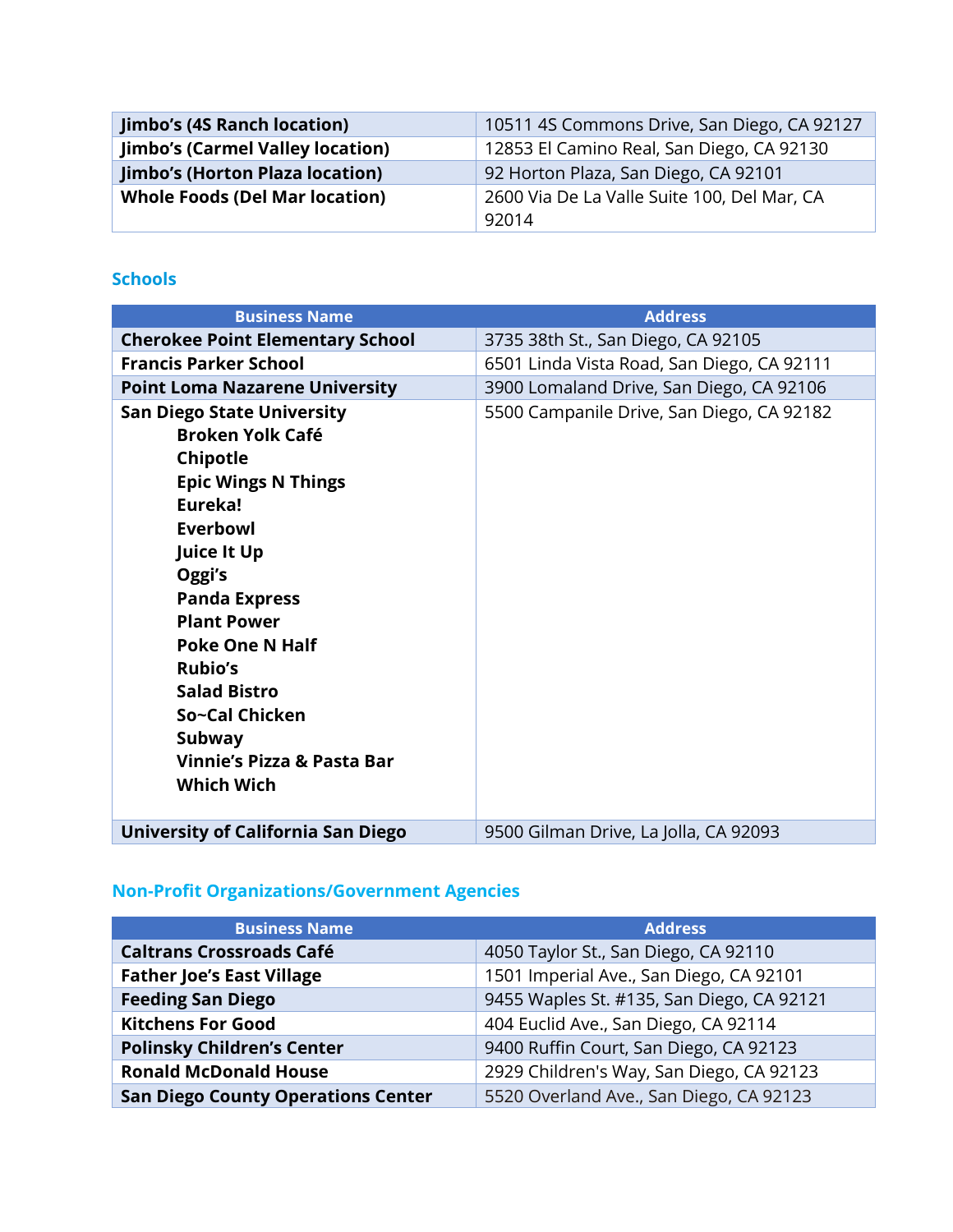| | |
|---|---|
| **Jimbo's (4S Ranch location)** | 10511 4S Commons Drive, San Diego, CA 92127 |
| **Jimbo's (Carmel Valley location)** | 12853 El Camino Real, San Diego, CA 92130 |
| **Jimbo's (Horton Plaza location)** | 92 Horton Plaza, San Diego, CA 92101 |
| **Whole Foods (Del Mar location)** | 2600 Via De La Valle Suite 100, Del Mar, CA 92014 |

### Schools

| Business Name | Address |
|---|---|
| **Cherokee Point Elementary School** | 3735 38th St., San Diego, CA 92105 |
| **Francis Parker School** | 6501 Linda Vista Road, San Diego, CA 92111 |
| **Point Loma Nazarene University** | 3900 Lomaland Drive, San Diego, CA 92106 |
| **San Diego State University**<br>**Broken Yolk Café**<br>**Chipotle**<br>**Epic Wings N Things**<br>**Eureka!**<br>**Everbowl**<br>**Juice It Up**<br>**Oggi's**<br>**Panda Express**<br>**Plant Power**<br>**Poke One N Half**<br>**Rubio's**<br>**Salad Bistro**<br>**So~Cal Chicken**<br>**Subway**<br>**Vinnie's Pizza & Pasta Bar**<br>**Which Wich** | 5500 Campanile Drive, San Diego, CA 92182 |
| **University of California San Diego** | 9500 Gilman Drive, La Jolla, CA 92093 |

### Non-Profit Organizations/Government Agencies

| Business Name | Address |
|---|---|
| **Caltrans Crossroads Café** | 4050 Taylor St., San Diego, CA 92110 |
| **Father Joe's East Village** | 1501 Imperial Ave., San Diego, CA 92101 |
| **Feeding San Diego** | 9455 Waples St. #135, San Diego, CA 92121 |
| **Kitchens For Good** | 404 Euclid Ave., San Diego, CA 92114 |
| **Polinsky Children's Center** | 9400 Ruffin Court, San Diego, CA 92123 |
| **Ronald McDonald House** | 2929 Children's Way, San Diego, CA 92123 |
| **San Diego County Operations Center** | 5520 Overland Ave., San Diego, CA 92123 |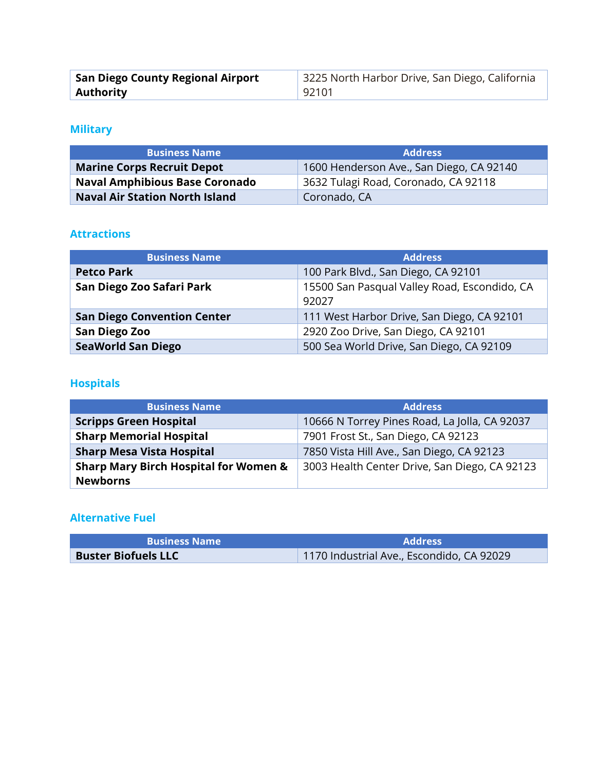| | |
|---|---|
| **San Diego County Regional Airport Authority** | 3225 North Harbor Drive, San Diego, California 92101 |

## Military

| Business Name | Address |
|---|---|
| **Marine Corps Recruit Depot** | 1600 Henderson Ave., San Diego, CA 92140 |
| **Naval Amphibious Base Coronado** | 3632 Tulagi Road, Coronado, CA 92118 |
| **Naval Air Station North Island** | Coronado, CA |

## Attractions

| Business Name | Address |
|---|---|
| **Petco Park** | 100 Park Blvd., San Diego, CA 92101 |
| **San Diego Zoo Safari Park** | 15500 San Pasqual Valley Road, Escondido, CA 92027 |
| **San Diego Convention Center** | 111 West Harbor Drive, San Diego, CA 92101 |
| **San Diego Zoo** | 2920 Zoo Drive, San Diego, CA 92101 |
| **SeaWorld San Diego** | 500 Sea World Drive, San Diego, CA 92109 |

## Hospitals

| Business Name | Address |
|---|---|
| **Scripps Green Hospital** | 10666 N Torrey Pines Road, La Jolla, CA 92037 |
| **Sharp Memorial Hospital** | 7901 Frost St., San Diego, CA 92123 |
| **Sharp Mesa Vista Hospital** | 7850 Vista Hill Ave., San Diego, CA 92123 |
| **Sharp Mary Birch Hospital for Women & Newborns** | 3003 Health Center Drive, San Diego, CA 92123 |

## Alternative Fuel

| Business Name | Address |
|---|---|
| **Buster Biofuels LLC** | 1170 Industrial Ave., Escondido, CA 92029 |